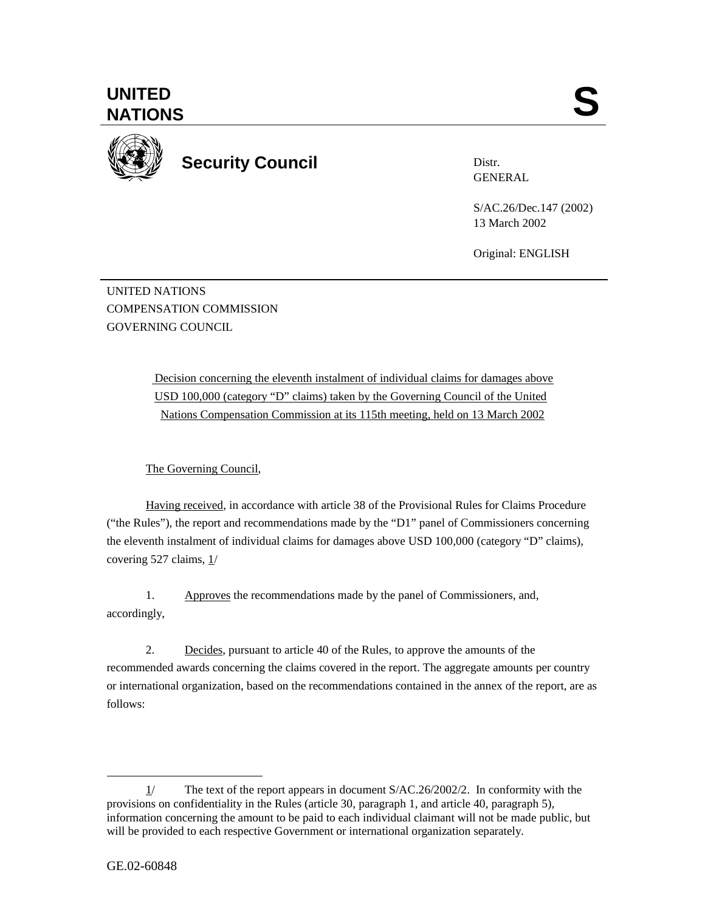**UNITED NATIONS**

# S

**Security Council**

Distr.
GENERAL

S/AC.26/Dec.147 (2002)
13 March 2002

Original: ENGLISH

UNITED NATIONS
COMPENSATION COMMISSION
GOVERNING COUNCIL

Decision concerning the eleventh instalment of individual claims for damages above USD 100,000 (category "D" claims) taken by the Governing Council of the United Nations Compensation Commission at its 115th meeting, held on 13 March 2002

The Governing Council,

Having received, in accordance with article 38 of the Provisional Rules for Claims Procedure ("the Rules"), the report and recommendations made by the "D1" panel of Commissioners concerning the eleventh instalment of individual claims for damages above USD 100,000 (category "D" claims), covering 527 claims, 1/

1. Approves the recommendations made by the panel of Commissioners, and, accordingly,

2. Decides, pursuant to article 40 of the Rules, to approve the amounts of the recommended awards concerning the claims covered in the report. The aggregate amounts per country or international organization, based on the recommendations contained in the annex of the report, are as follows:

---

1/ The text of the report appears in document S/AC.26/2002/2. In conformity with the provisions on confidentiality in the Rules (article 30, paragraph 1, and article 40, paragraph 5), information concerning the amount to be paid to each individual claimant will not be made public, but will be provided to each respective Government or international organization separately.

GE.02-60848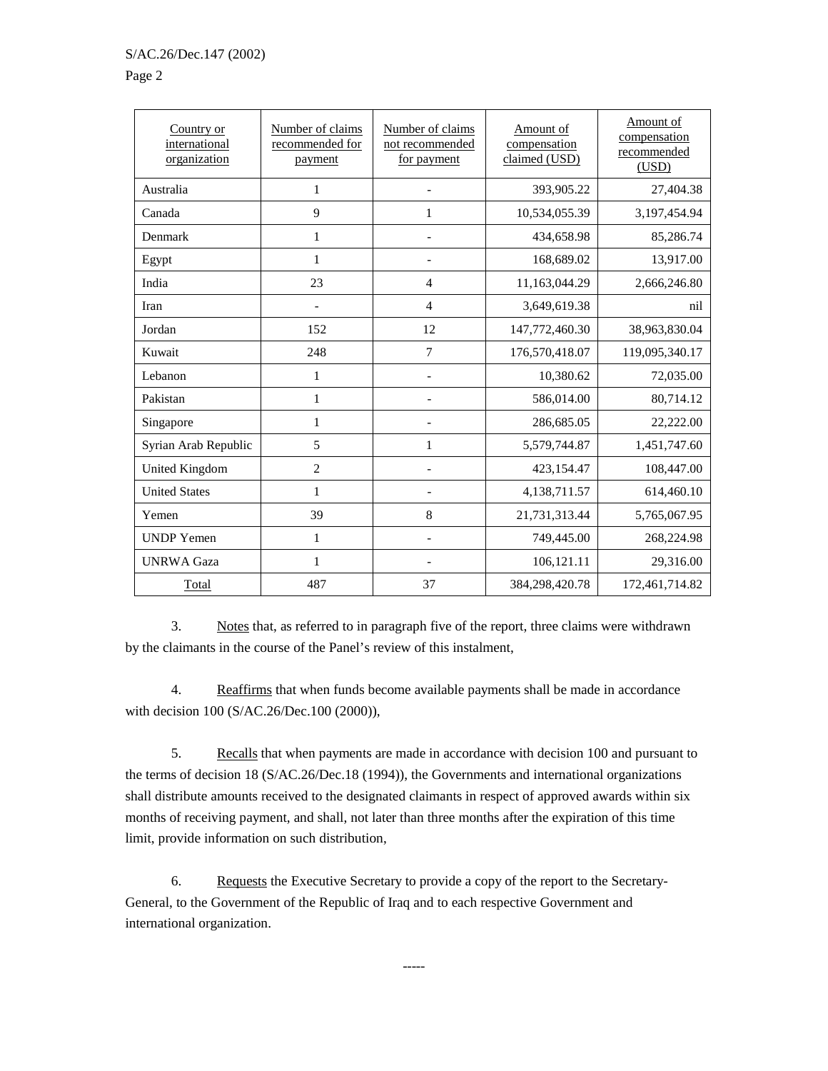| Country or international organization | Number of claims recommended for payment | Number of claims not recommended for payment | Amount of compensation claimed (USD) | Amount of compensation recommended (USD) |
|---|---|---|---|---|
| Australia | 1 | - | 393,905.22 | 27,404.38 |
| Canada | 9 | 1 | 10,534,055.39 | 3,197,454.94 |
| Denmark | 1 | - | 434,658.98 | 85,286.74 |
| Egypt | 1 | - | 168,689.02 | 13,917.00 |
| India | 23 | 4 | 11,163,044.29 | 2,666,246.80 |
| Iran | - | 4 | 3,649,619.38 | nil |
| Jordan | 152 | 12 | 147,772,460.30 | 38,963,830.04 |
| Kuwait | 248 | 7 | 176,570,418.07 | 119,095,340.17 |
| Lebanon | 1 | - | 10,380.62 | 72,035.00 |
| Pakistan | 1 | - | 586,014.00 | 80,714.12 |
| Singapore | 1 | - | 286,685.05 | 22,222.00 |
| Syrian Arab Republic | 5 | 1 | 5,579,744.87 | 1,451,747.60 |
| United Kingdom | 2 | - | 423,154.47 | 108,447.00 |
| United States | 1 | - | 4,138,711.57 | 614,460.10 |
| Yemen | 39 | 8 | 21,731,313.44 | 5,765,067.95 |
| UNDP Yemen | 1 | - | 749,445.00 | 268,224.98 |
| UNRWA Gaza | 1 | - | 106,121.11 | 29,316.00 |
| Total | 487 | 37 | 384,298,420.78 | 172,461,714.82 |

3. Notes that, as referred to in paragraph five of the report, three claims were withdrawn by the claimants in the course of the Panel's review of this instalment,

4. Reaffirms that when funds become available payments shall be made in accordance with decision 100 (S/AC.26/Dec.100 (2000)),

5. Recalls that when payments are made in accordance with decision 100 and pursuant to the terms of decision 18 (S/AC.26/Dec.18 (1994)), the Governments and international organizations shall distribute amounts received to the designated claimants in respect of approved awards within six months of receiving payment, and shall, not later than three months after the expiration of this time limit, provide information on such distribution,

6. Requests the Executive Secretary to provide a copy of the report to the Secretary-General, to the Government of the Republic of Iraq and to each respective Government and international organization.

-----